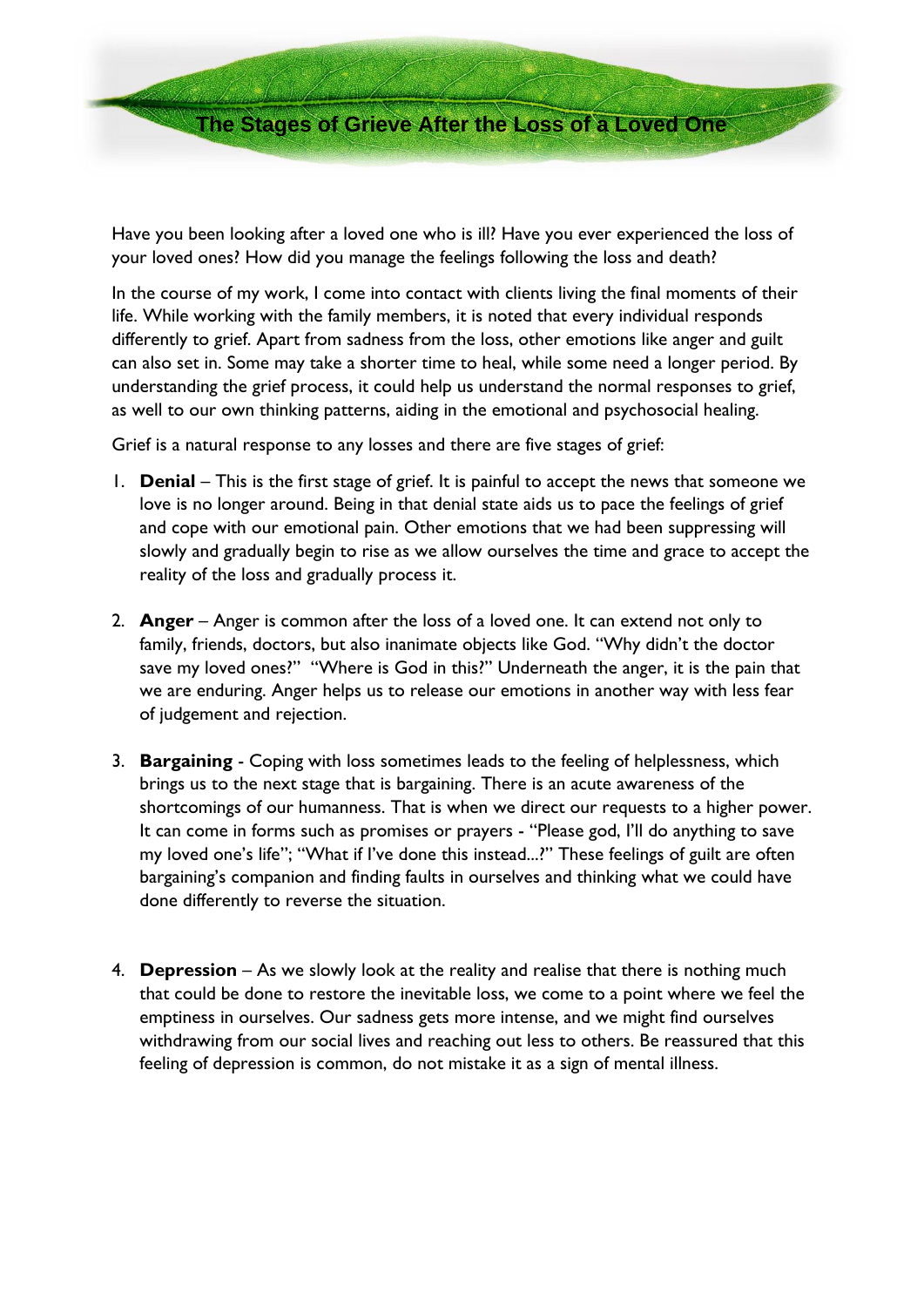# The Stages of Grieve After the Loss of a Loved One

Have you been looking after a loved one who is ill? Have you ever experienced the loss of your loved ones? How did you manage the feelings following the loss and death?

In the course of my work, I come into contact with clients living the final moments of their life. While working with the family members, it is noted that every individual responds differently to grief. Apart from sadness from the loss, other emotions like anger and guilt can also set in. Some may take a shorter time to heal, while some need a longer period. By understanding the grief process, it could help us understand the normal responses to grief, as well to our own thinking patterns, aiding in the emotional and psychosocial healing.

Grief is a natural response to any losses and there are five stages of grief:

1. **Denial** – This is the first stage of grief. It is painful to accept the news that someone we love is no longer around. Being in that denial state aids us to pace the feelings of grief and cope with our emotional pain. Other emotions that we had been suppressing will slowly and gradually begin to rise as we allow ourselves the time and grace to accept the reality of the loss and gradually process it.

2. **Anger** – Anger is common after the loss of a loved one. It can extend not only to family, friends, doctors, but also inanimate objects like God. "Why didn't the doctor save my loved ones?" "Where is God in this?" Underneath the anger, it is the pain that we are enduring. Anger helps us to release our emotions in another way with less fear of judgement and rejection.

3. **Bargaining** - Coping with loss sometimes leads to the feeling of helplessness, which brings us to the next stage that is bargaining. There is an acute awareness of the shortcomings of our humanness. That is when we direct our requests to a higher power. It can come in forms such as promises or prayers - "Please god, I'll do anything to save my loved one's life"; "What if I've done this instead...?" These feelings of guilt are often bargaining's companion and finding faults in ourselves and thinking what we could have done differently to reverse the situation.

4. **Depression** – As we slowly look at the reality and realise that there is nothing much that could be done to restore the inevitable loss, we come to a point where we feel the emptiness in ourselves. Our sadness gets more intense, and we might find ourselves withdrawing from our social lives and reaching out less to others. Be reassured that this feeling of depression is common, do not mistake it as a sign of mental illness.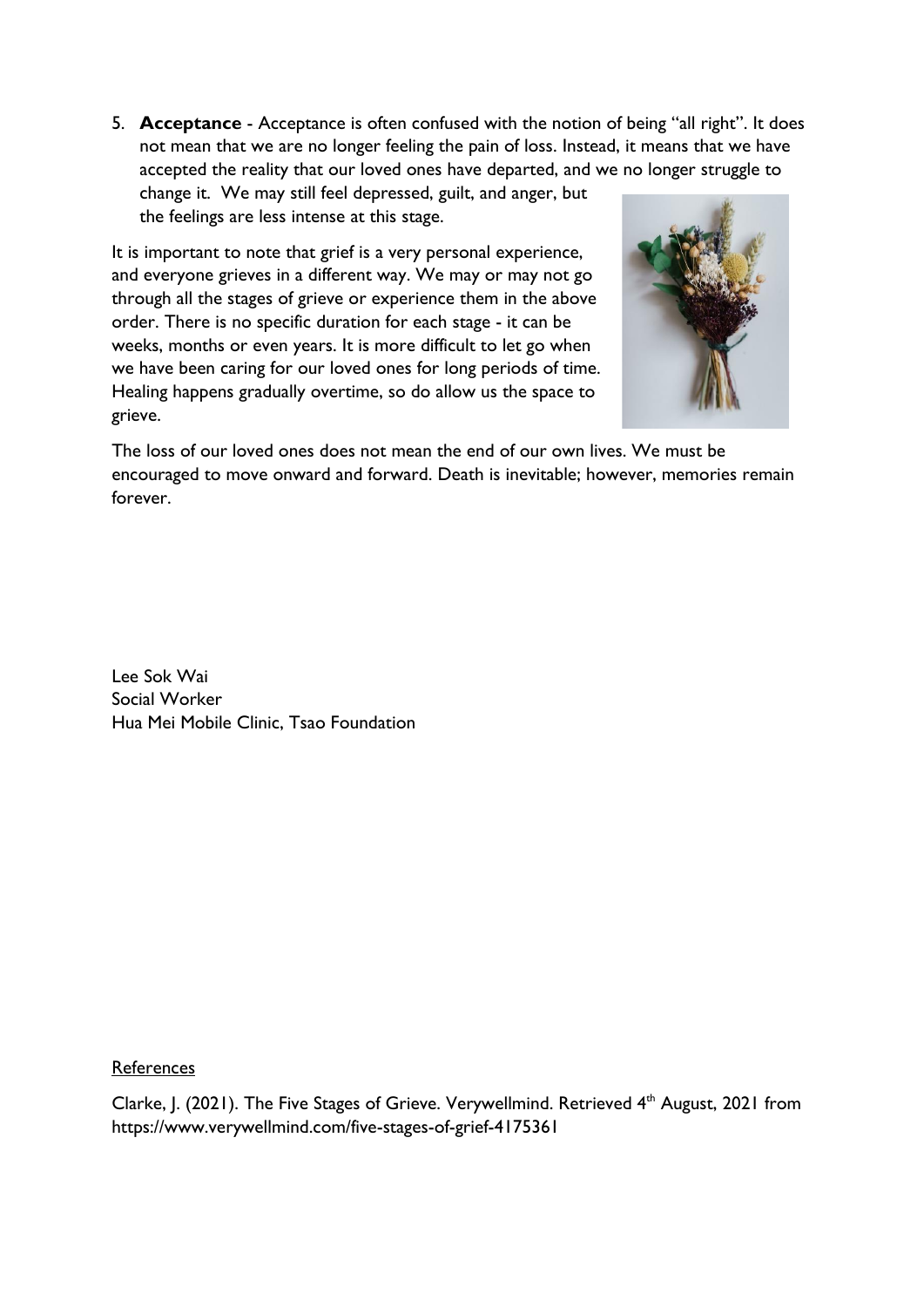5. **Acceptance** - Acceptance is often confused with the notion of being "all right". It does not mean that we are no longer feeling the pain of loss. Instead, it means that we have accepted the reality that our loved ones have departed, and we no longer struggle to change it. We may still feel depressed, guilt, and anger, but the feelings are less intense at this stage.

It is important to note that grief is a very personal experience, and everyone grieves in a different way. We may or may not go through all the stages of grieve or experience them in the above order. There is no specific duration for each stage - it can be weeks, months or even years. It is more difficult to let go when we have been caring for our loved ones for long periods of time. Healing happens gradually overtime, so do allow us the space to grieve.

The loss of our loved ones does not mean the end of our own lives. We must be encouraged to move onward and forward. Death is inevitable; however, memories remain forever.

Lee Sok Wai
Social Worker
Hua Mei Mobile Clinic, Tsao Foundation

References

Clarke, J. (2021). The Five Stages of Grieve. Verywellmind. Retrieved 4th August, 2021 from https://www.verywellmind.com/five-stages-of-grief-4175361